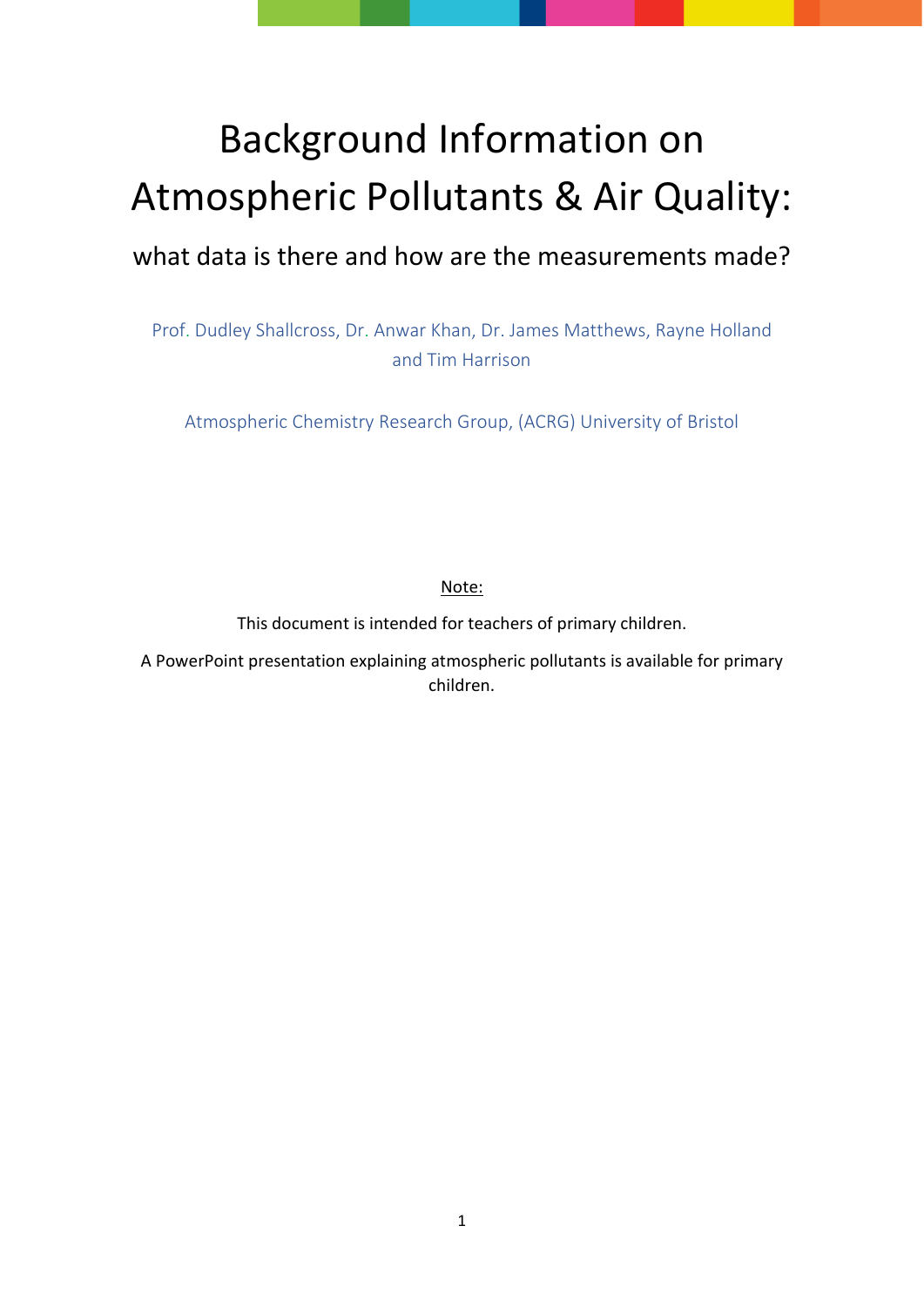# Background Information on Atmospheric Pollutants & Air Quality:

## what data is there and how are the measurements made?

Prof. Dudley Shallcross, Dr. Anwar Khan, Dr. James Matthews, Rayne Holland and Tim Harrison

Atmospheric Chemistry Research Group, (ACRG) University of Bristol

<u>Note:</u>

This document is intended for teachers of primary children.

A PowerPoint presentation explaining atmospheric pollutants is available for primary children.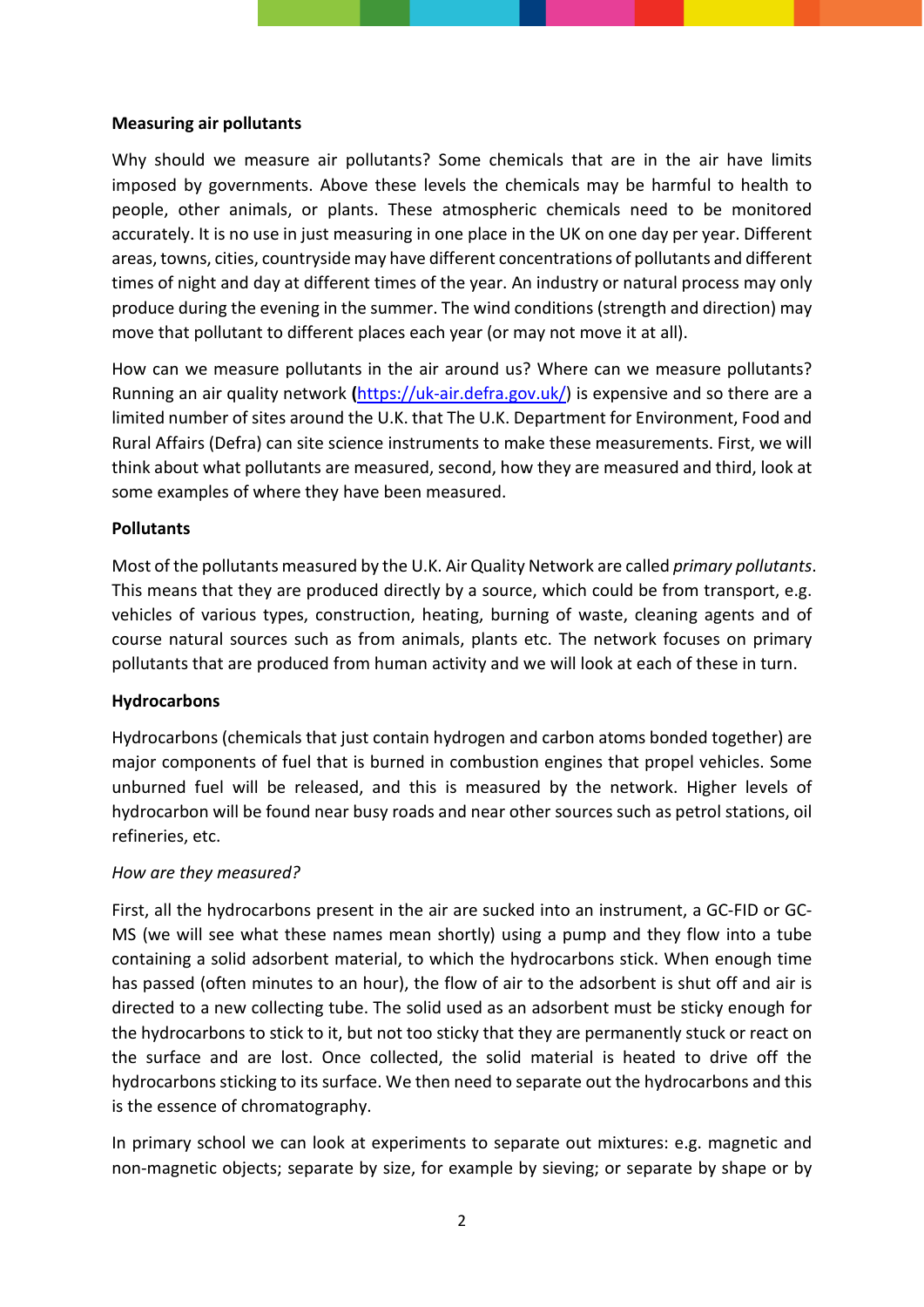**Measuring air pollutants**

Why should we measure air pollutants? Some chemicals that are in the air have limits imposed by governments. Above these levels the chemicals may be harmful to health to people, other animals, or plants. These atmospheric chemicals need to be monitored accurately. It is no use in just measuring in one place in the UK on one day per year. Different areas, towns, cities, countryside may have different concentrations of pollutants and different times of night and day at different times of the year. An industry or natural process may only produce during the evening in the summer. The wind conditions (strength and direction) may move that pollutant to different places each year (or may not move it at all).

How can we measure pollutants in the air around us? Where can we measure pollutants? Running an air quality network (https://uk-air.defra.gov.uk/) is expensive and so there are a limited number of sites around the U.K. that The U.K. Department for Environment, Food and Rural Affairs (Defra) can site science instruments to make these measurements. First, we will think about what pollutants are measured, second, how they are measured and third, look at some examples of where they have been measured.

**Pollutants**

Most of the pollutants measured by the U.K. Air Quality Network are called *primary pollutants*. This means that they are produced directly by a source, which could be from transport, e.g. vehicles of various types, construction, heating, burning of waste, cleaning agents and of course natural sources such as from animals, plants etc. The network focuses on primary pollutants that are produced from human activity and we will look at each of these in turn.

**Hydrocarbons**

Hydrocarbons (chemicals that just contain hydrogen and carbon atoms bonded together) are major components of fuel that is burned in combustion engines that propel vehicles. Some unburned fuel will be released, and this is measured by the network. Higher levels of hydrocarbon will be found near busy roads and near other sources such as petrol stations, oil refineries, etc.

*How are they measured?*

First, all the hydrocarbons present in the air are sucked into an instrument, a GC-FID or GC-MS (we will see what these names mean shortly) using a pump and they flow into a tube containing a solid adsorbent material, to which the hydrocarbons stick. When enough time has passed (often minutes to an hour), the flow of air to the adsorbent is shut off and air is directed to a new collecting tube. The solid used as an adsorbent must be sticky enough for the hydrocarbons to stick to it, but not too sticky that they are permanently stuck or react on the surface and are lost. Once collected, the solid material is heated to drive off the hydrocarbons sticking to its surface. We then need to separate out the hydrocarbons and this is the essence of chromatography.

In primary school we can look at experiments to separate out mixtures: e.g. magnetic and non-magnetic objects; separate by size, for example by sieving; or separate by shape or by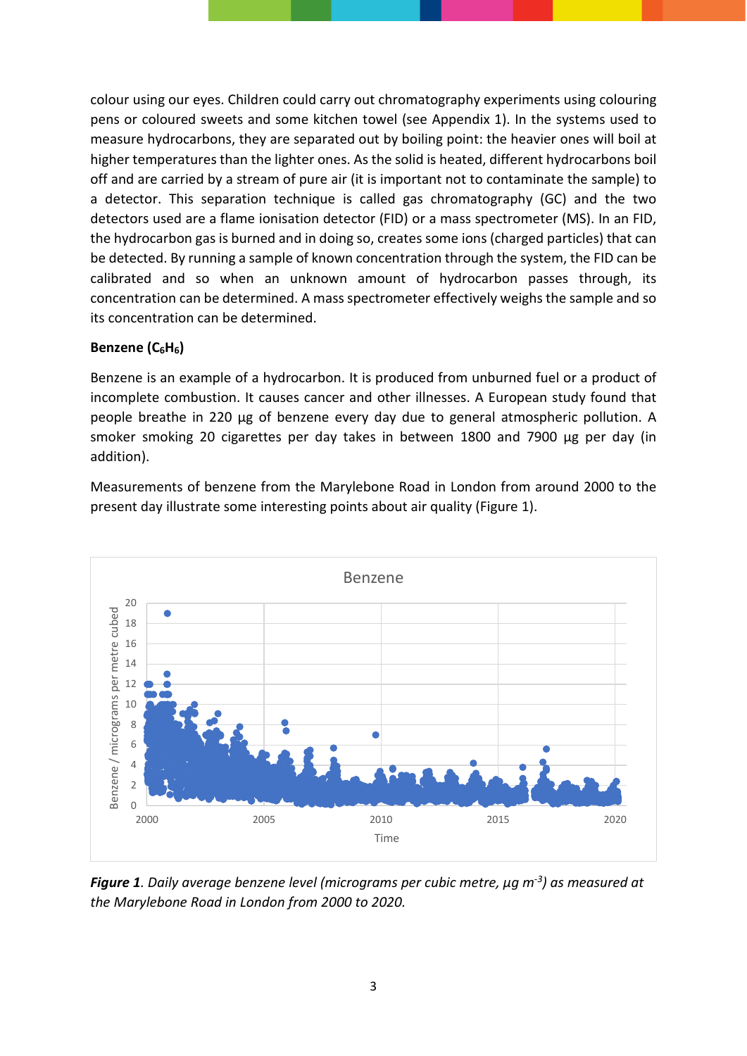colour using our eyes. Children could carry out chromatography experiments using colouring pens or coloured sweets and some kitchen towel (see Appendix 1). In the systems used to measure hydrocarbons, they are separated out by boiling point: the heavier ones will boil at higher temperatures than the lighter ones. As the solid is heated, different hydrocarbons boil off and are carried by a stream of pure air (it is important not to contaminate the sample) to a detector. This separation technique is called gas chromatography (GC) and the two detectors used are a flame ionisation detector (FID) or a mass spectrometer (MS). In an FID, the hydrocarbon gas is burned and in doing so, creates some ions (charged particles) that can be detected. By running a sample of known concentration through the system, the FID can be calibrated and so when an unknown amount of hydrocarbon passes through, its concentration can be determined. A mass spectrometer effectively weighs the sample and so its concentration can be determined.

**Benzene ($C_6H_6$)**

Benzene is an example of a hydrocarbon. It is produced from unburned fuel or a product of incomplete combustion. It causes cancer and other illnesses. A European study found that people breathe in 220 µg of benzene every day due to general atmospheric pollution. A smoker smoking 20 cigarettes per day takes in between 1800 and 7900 µg per day (in addition).

Measurements of benzene from the Marylebone Road in London from around 2000 to the present day illustrate some interesting points about air quality (Figure 1).

***Figure 1**. Daily average benzene level (micrograms per cubic metre, µg $m^{-3}$) as measured at the Marylebone Road in London from 2000 to 2020.*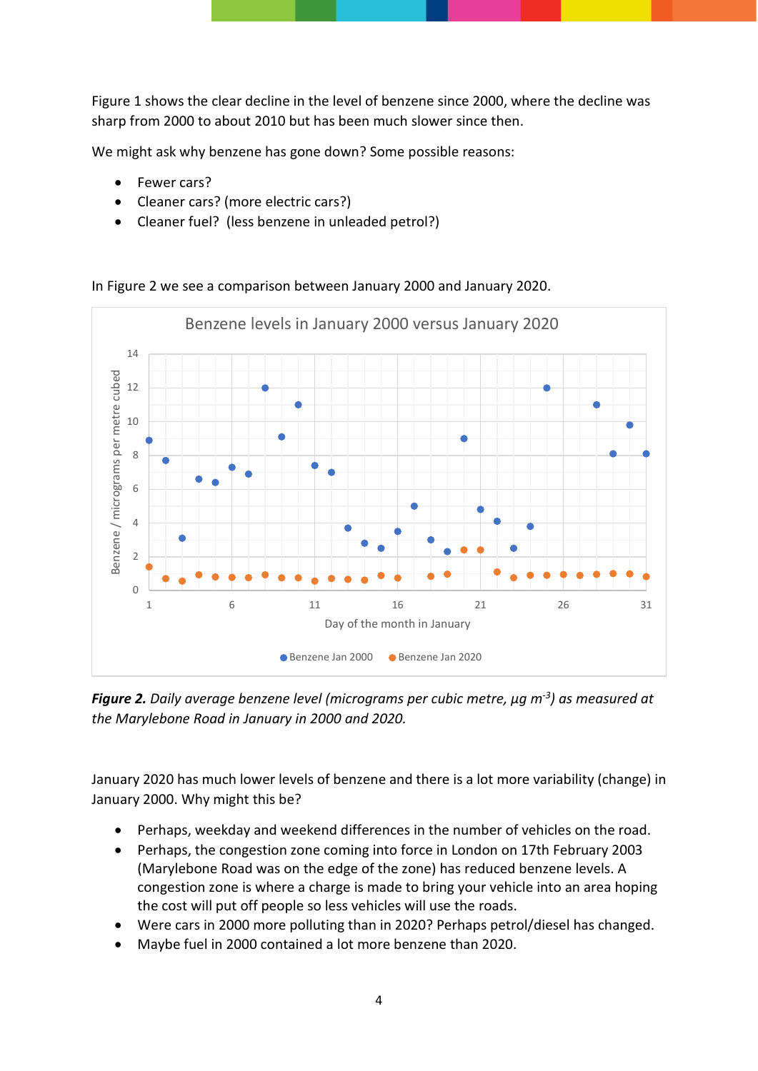Figure 1 shows the clear decline in the level of benzene since 2000, where the decline was sharp from 2000 to about 2010 but has been much slower since then.

We might ask why benzene has gone down? Some possible reasons:

- Fewer cars?
- Cleaner cars? (more electric cars?)
- Cleaner fuel? (less benzene in unleaded petrol?)

In Figure 2 we see a comparison between January 2000 and January 2020.

***Figure 2.*** *Daily average benzene level (micrograms per cubic metre, µg $m^{-3}$) as measured at the Marylebone Road in January in 2000 and 2020.*

January 2020 has much lower levels of benzene and there is a lot more variability (change) in January 2000. Why might this be?

- Perhaps, weekday and weekend differences in the number of vehicles on the road.
- Perhaps, the congestion zone coming into force in London on 17th February 2003 (Marylebone Road was on the edge of the zone) has reduced benzene levels. A congestion zone is where a charge is made to bring your vehicle into an area hoping the cost will put off people so less vehicles will use the roads.
- Were cars in 2000 more polluting than in 2020? Perhaps petrol/diesel has changed.
- Maybe fuel in 2000 contained a lot more benzene than 2020.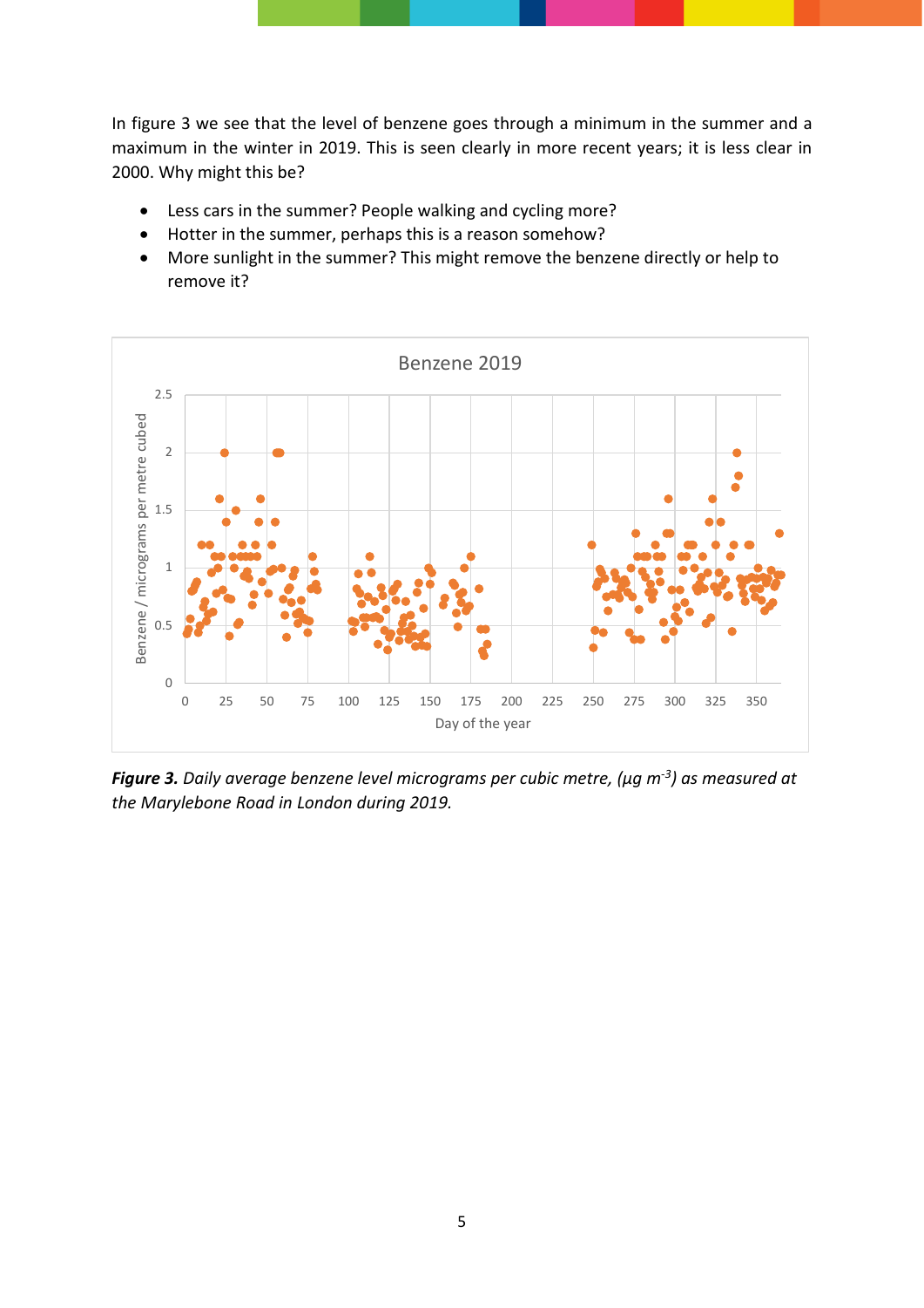In figure 3 we see that the level of benzene goes through a minimum in the summer and a maximum in the winter in 2019. This is seen clearly in more recent years; it is less clear in 2000. Why might this be?

- Less cars in the summer? People walking and cycling more?
- Hotter in the summer, perhaps this is a reason somehow?
- More sunlight in the summer? This might remove the benzene directly or help to remove it?

***Figure 3.*** *Daily average benzene level micrograms per cubic metre, (μg m*$^{-3}$*) as measured at the Marylebone Road in London during 2019.*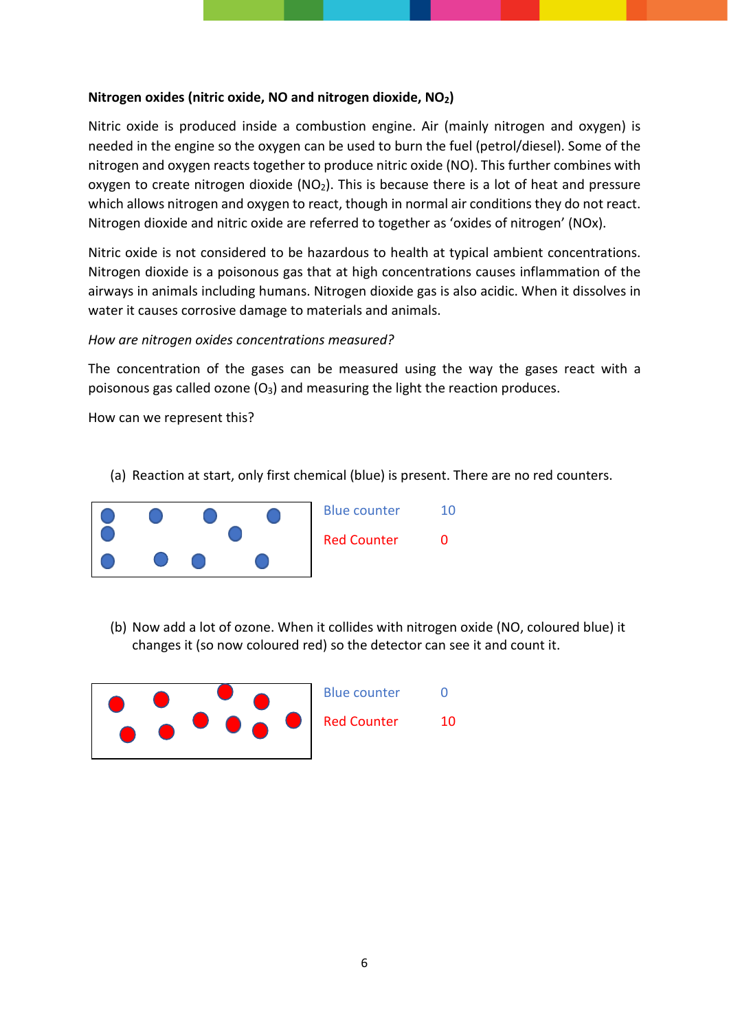**Nitrogen oxides (nitric oxide, NO and nitrogen dioxide, $NO_2$)**

Nitric oxide is produced inside a combustion engine. Air (mainly nitrogen and oxygen) is needed in the engine so the oxygen can be used to burn the fuel (petrol/diesel). Some of the nitrogen and oxygen reacts together to produce nitric oxide (NO). This further combines with oxygen to create nitrogen dioxide ($NO_2$). This is because there is a lot of heat and pressure which allows nitrogen and oxygen to react, though in normal air conditions they do not react. Nitrogen dioxide and nitric oxide are referred to together as 'oxides of nitrogen' (NOx).

Nitric oxide is not considered to be hazardous to health at typical ambient concentrations. Nitrogen dioxide is a poisonous gas that at high concentrations causes inflammation of the airways in animals including humans. Nitrogen dioxide gas is also acidic. When it dissolves in water it causes corrosive damage to materials and animals.

*How are nitrogen oxides concentrations measured?*

The concentration of the gases can be measured using the way the gases react with a poisonous gas called ozone ($O_3$) and measuring the light the reaction produces.

How can we represent this?

(a) Reaction at start, only first chemical (blue) is present. There are no red counters.

| | |
|---|---|
| Blue counter | 10 |
| Red Counter | 0 |

(b) Now add a lot of ozone. When it collides with nitrogen oxide (NO, coloured blue) it changes it (so now coloured red) so the detector can see it and count it.

| | |
|---|---|
| Blue counter | 0 |
| Red Counter | 10 |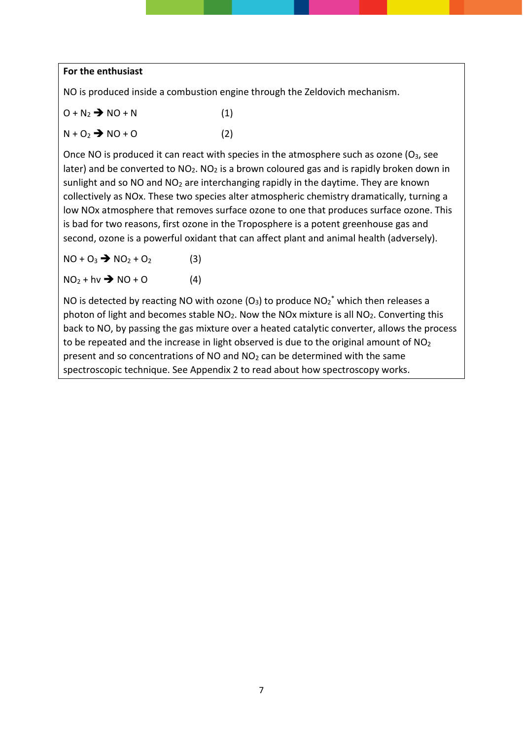**For the enthusiast**

NO is produced inside a combustion engine through the Zeldovich mechanism.

$$O + N_2 \rightarrow NO + N \qquad (1)$$

$$N + O_2 \rightarrow NO + O \qquad (2)$$

Once NO is produced it can react with species in the atmosphere such as ozone ($O_3$, see later) and be converted to $NO_2$. $NO_2$ is a brown coloured gas and is rapidly broken down in sunlight and so NO and $NO_2$ are interchanging rapidly in the daytime. They are known collectively as NOx. These two species alter atmospheric chemistry dramatically, turning a low NOx atmosphere that removes surface ozone to one that produces surface ozone. This is bad for two reasons, first ozone in the Troposphere is a potent greenhouse gas and second, ozone is a powerful oxidant that can affect plant and animal health (adversely).

$$NO + O_3 \rightarrow NO_2 + O_2 \qquad (3)$$

$$NO_2 + h\nu \rightarrow NO + O \qquad (4)$$

NO is detected by reacting NO with ozone ($O_3$) to produce $NO_2^*$ which then releases a photon of light and becomes stable $NO_2$. Now the NOx mixture is all $NO_2$. Converting this back to NO, by passing the gas mixture over a heated catalytic converter, allows the process to be repeated and the increase in light observed is due to the original amount of $NO_2$ present and so concentrations of NO and $NO_2$ can be determined with the same spectroscopic technique. See Appendix 2 to read about how spectroscopy works.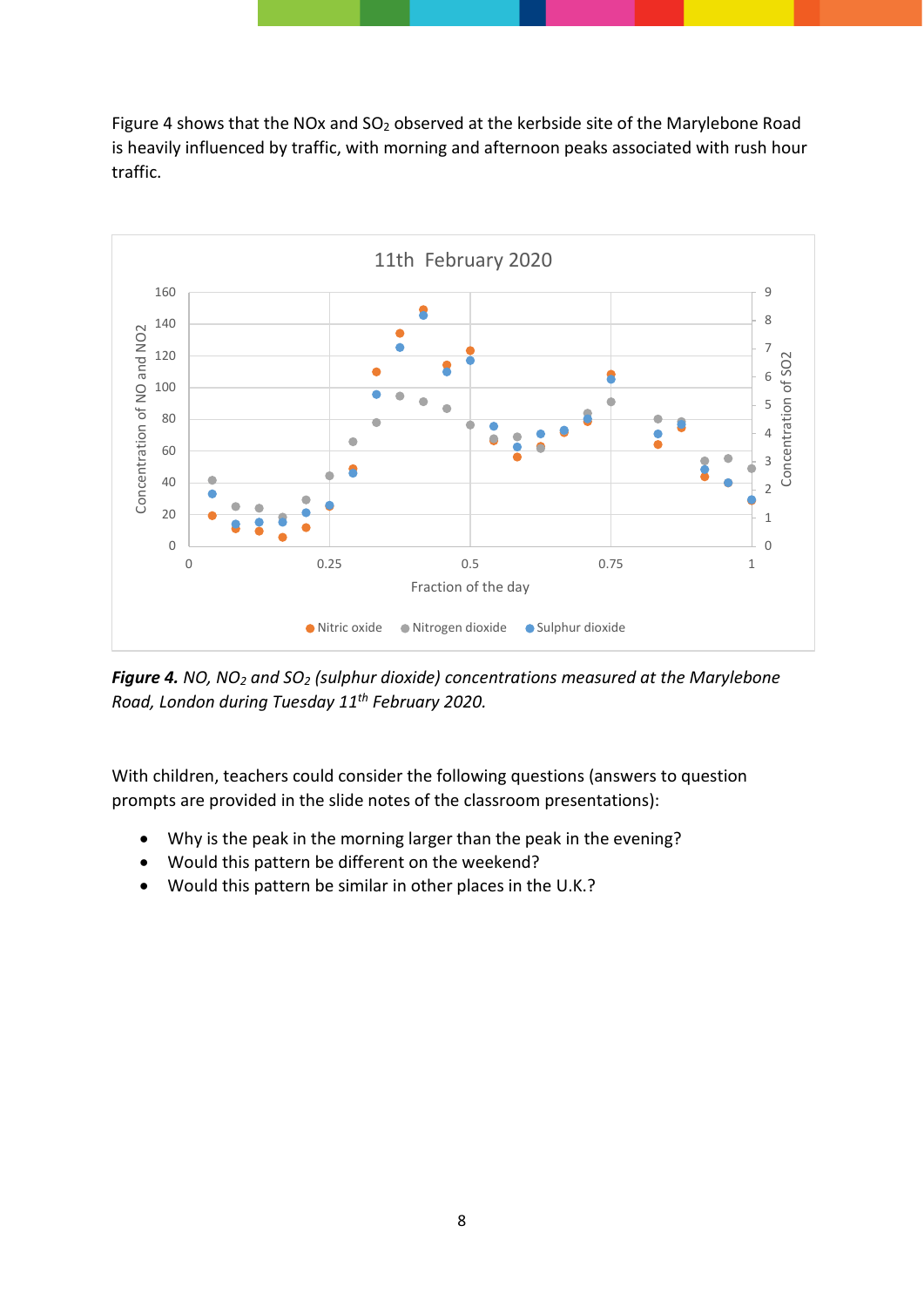Figure 4 shows that the NOx and $SO_2$ observed at the kerbside site of the Marylebone Road is heavily influenced by traffic, with morning and afternoon peaks associated with rush hour traffic.

***Figure 4.*** *NO, $NO_2$ and $SO_2$ (sulphur dioxide) concentrations measured at the Marylebone Road, London during Tuesday 11th February 2020.*

With children, teachers could consider the following questions (answers to question prompts are provided in the slide notes of the classroom presentations):

- Why is the peak in the morning larger than the peak in the evening?
- Would this pattern be different on the weekend?
- Would this pattern be similar in other places in the U.K.?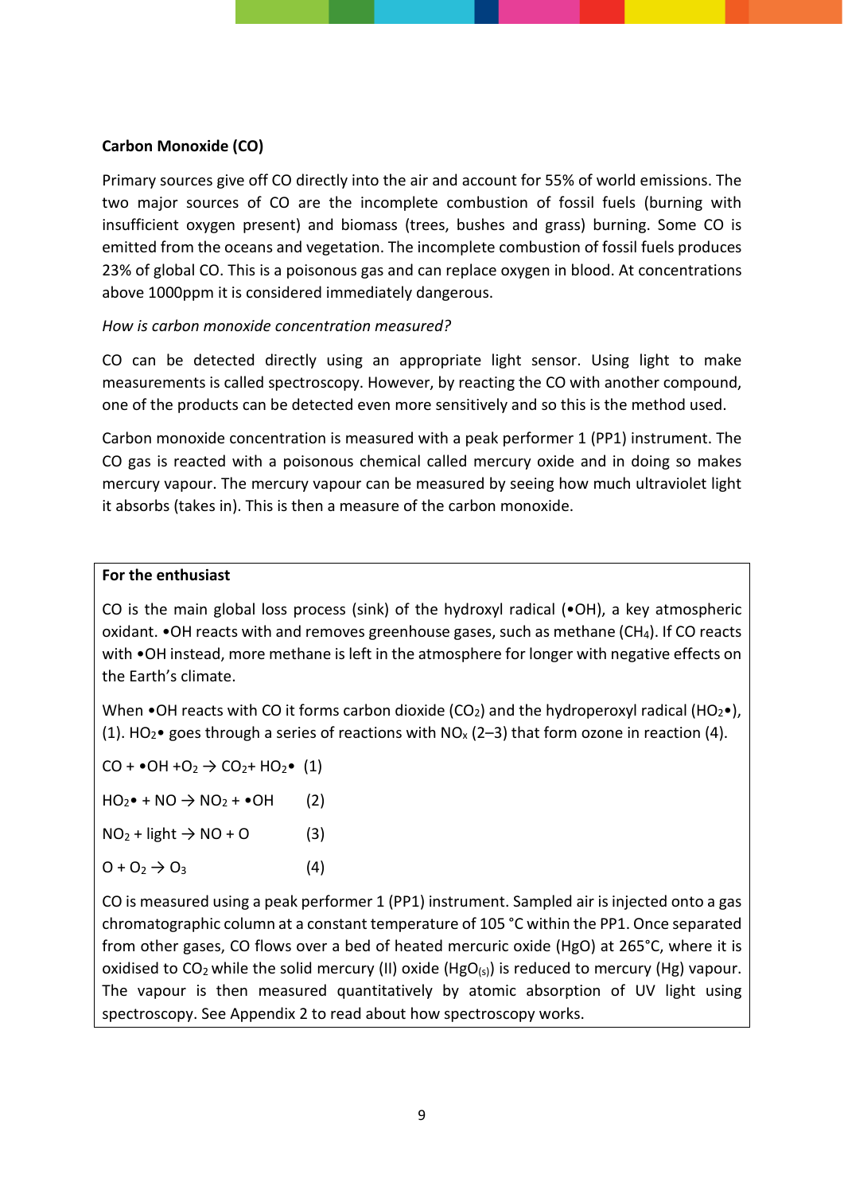### Carbon Monoxide (CO)

Primary sources give off CO directly into the air and account for 55% of world emissions. The two major sources of CO are the incomplete combustion of fossil fuels (burning with insufficient oxygen present) and biomass (trees, bushes and grass) burning. Some CO is emitted from the oceans and vegetation. The incomplete combustion of fossil fuels produces 23% of global CO. This is a poisonous gas and can replace oxygen in blood. At concentrations above 1000ppm it is considered immediately dangerous.

*How is carbon monoxide concentration measured?*

CO can be detected directly using an appropriate light sensor. Using light to make measurements is called spectroscopy. However, by reacting the CO with another compound, one of the products can be detected even more sensitively and so this is the method used.

Carbon monoxide concentration is measured with a peak performer 1 (PP1) instrument. The CO gas is reacted with a poisonous chemical called mercury oxide and in doing so makes mercury vapour. The mercury vapour can be measured by seeing how much ultraviolet light it absorbs (takes in). This is then a measure of the carbon monoxide.

**For the enthusiast**

CO is the main global loss process (sink) of the hydroxyl radical (•OH), a key atmospheric oxidant. •OH reacts with and removes greenhouse gases, such as methane ($CH_4$). If CO reacts with •OH instead, more methane is left in the atmosphere for longer with negative effects on the Earth's climate.

When •OH reacts with CO it forms carbon dioxide ($CO_2$) and the hydroperoxyl radical ($HO_2$•), (1). $HO_2$• goes through a series of reactions with $NO_x$ (2–3) that form ozone in reaction (4).

$CO + \bullet OH + O_2 \rightarrow CO_2 + HO_2\bullet$ (1)

$HO_2\bullet + NO \rightarrow NO_2 + \bullet OH$ (2)

$NO_2 + \text{light} \rightarrow NO + O$ (3)

$O + O_2 \rightarrow O_3$ (4)

CO is measured using a peak performer 1 (PP1) instrument. Sampled air is injected onto a gas chromatographic column at a constant temperature of 105 °C within the PP1. Once separated from other gases, CO flows over a bed of heated mercuric oxide (HgO) at 265°C, where it is oxidised to $CO_2$ while the solid mercury (II) oxide ($HgO_{(s)}$) is reduced to mercury (Hg) vapour. The vapour is then measured quantitatively by atomic absorption of UV light using spectroscopy. See Appendix 2 to read about how spectroscopy works.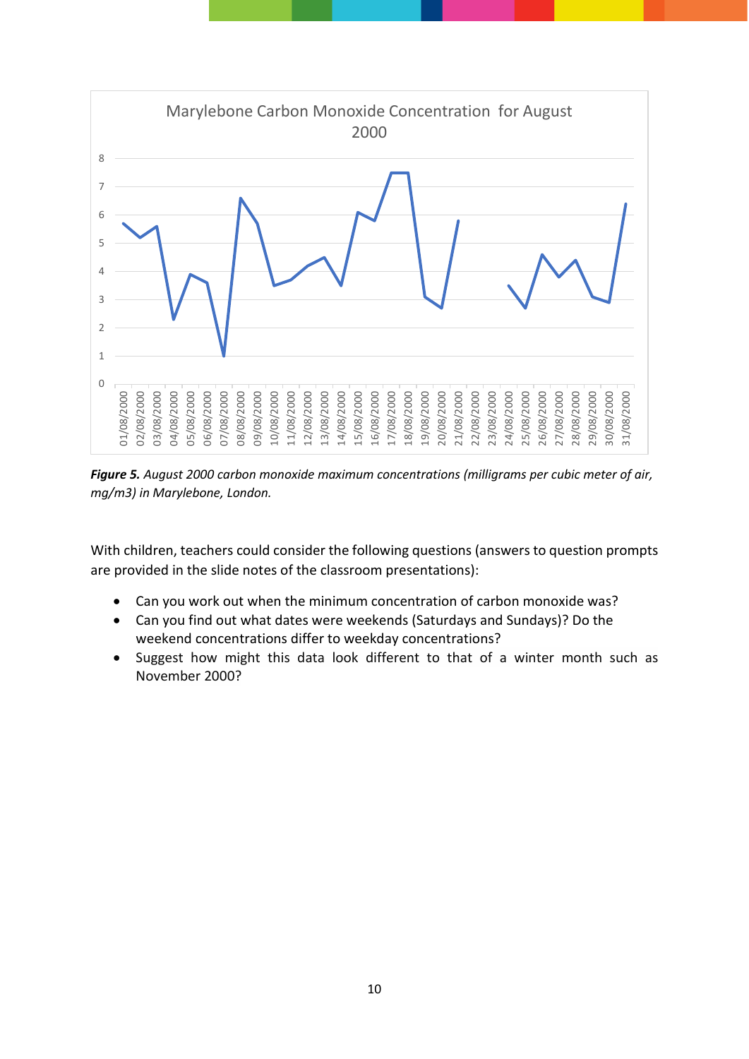Marylebone Carbon Monoxide Concentration for August 2000

***Figure 5.*** *August 2000 carbon monoxide maximum concentrations (milligrams per cubic meter of air, mg/m3) in Marylebone, London.*

With children, teachers could consider the following questions (answers to question prompts are provided in the slide notes of the classroom presentations):

- Can you work out when the minimum concentration of carbon monoxide was?
- Can you find out what dates were weekends (Saturdays and Sundays)? Do the weekend concentrations differ to weekday concentrations?
- Suggest how might this data look different to that of a winter month such as November 2000?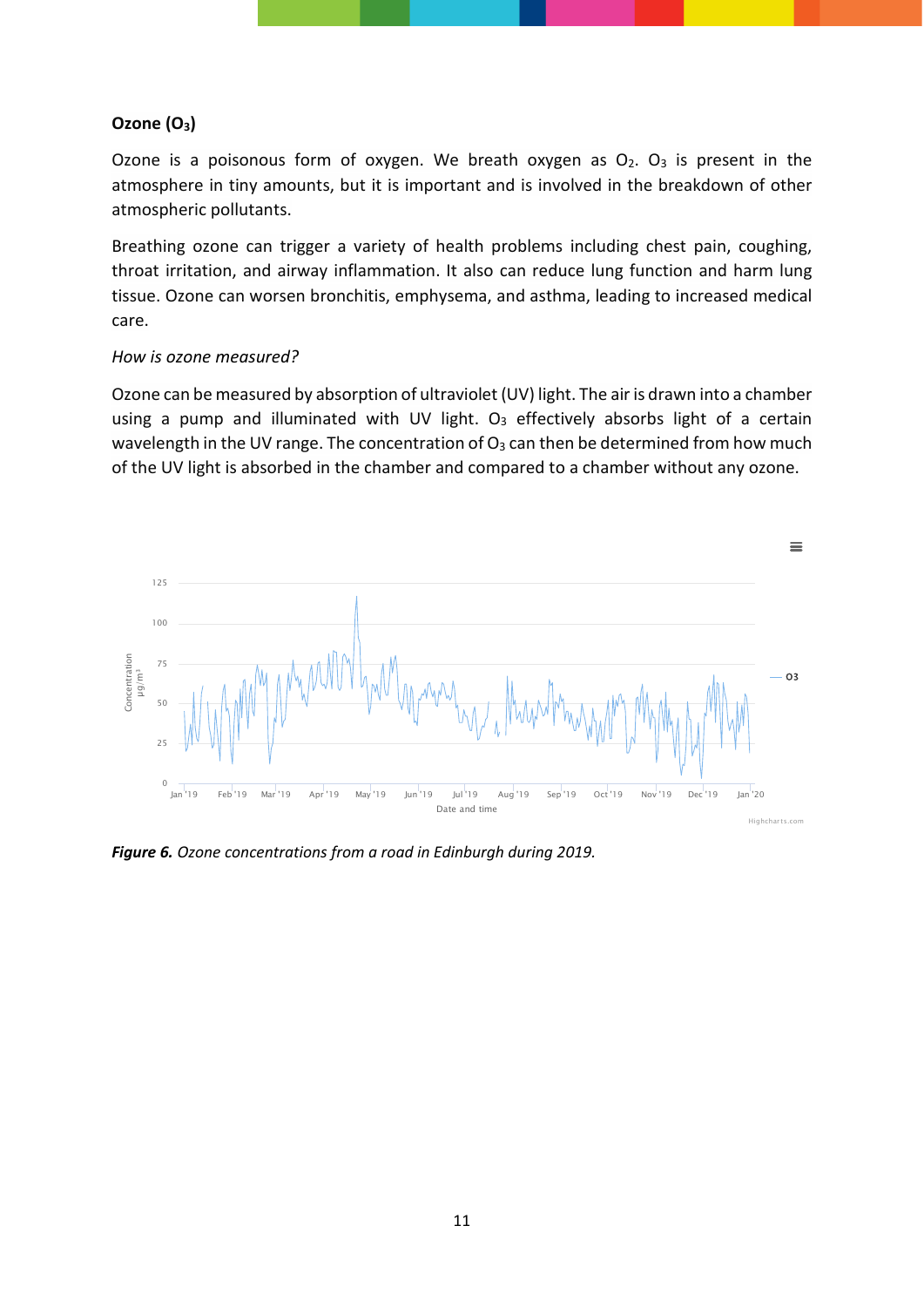**Ozone ($O_3$)**

Ozone is a poisonous form of oxygen. We breath oxygen as $O_2$. $O_3$ is present in the atmosphere in tiny amounts, but it is important and is involved in the breakdown of other atmospheric pollutants.

Breathing ozone can trigger a variety of health problems including chest pain, coughing, throat irritation, and airway inflammation. It also can reduce lung function and harm lung tissue. Ozone can worsen bronchitis, emphysema, and asthma, leading to increased medical care.

*How is ozone measured?*

Ozone can be measured by absorption of ultraviolet (UV) light. The air is drawn into a chamber using a pump and illuminated with UV light. $O_3$ effectively absorbs light of a certain wavelength in the UV range. The concentration of $O_3$ can then be determined from how much of the UV light is absorbed in the chamber and compared to a chamber without any ozone.

***Figure 6.*** *Ozone concentrations from a road in Edinburgh during 2019.*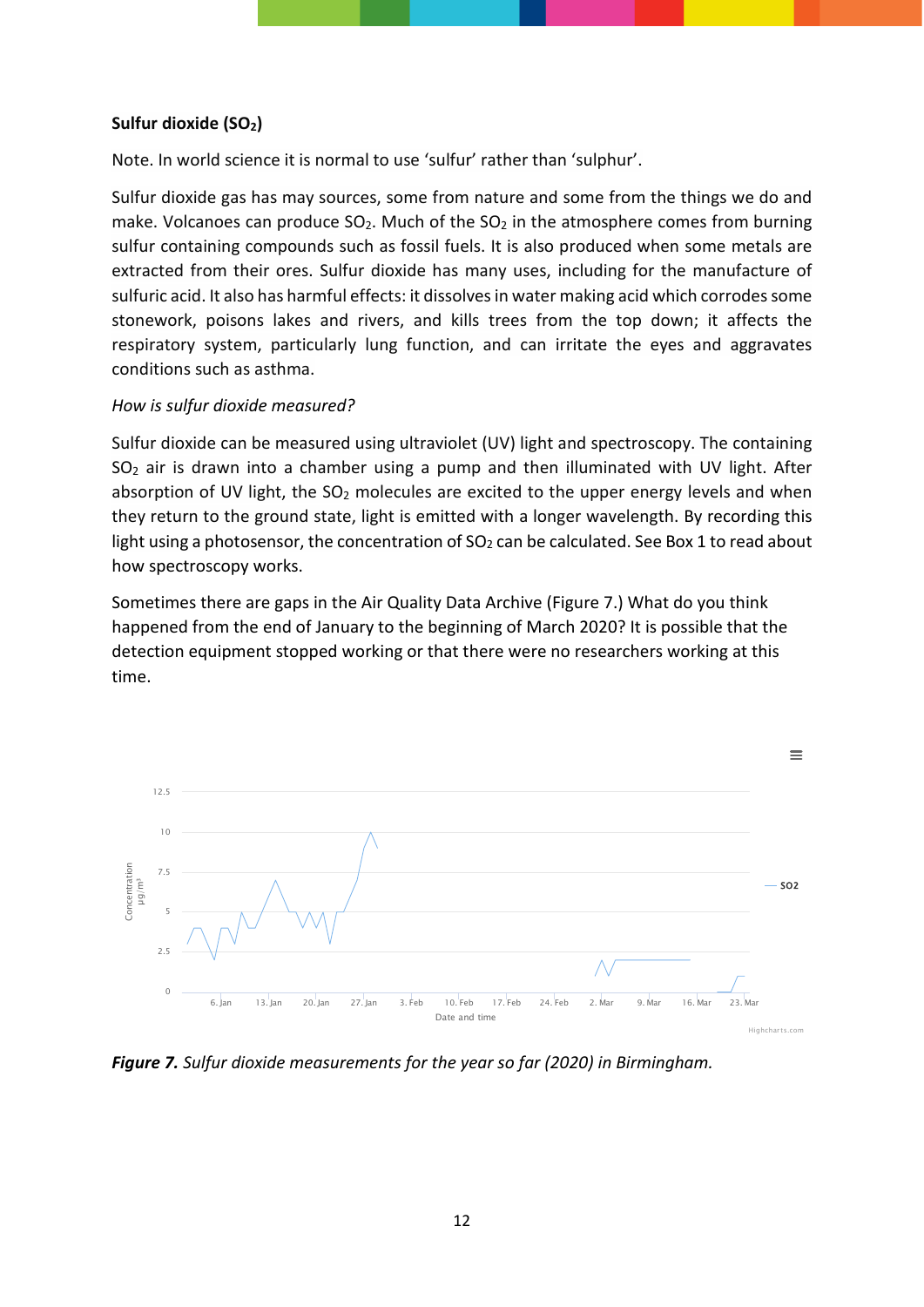**Sulfur dioxide ($SO_2$)**

Note. In world science it is normal to use 'sulfur' rather than 'sulphur'.

Sulfur dioxide gas has may sources, some from nature and some from the things we do and make. Volcanoes can produce $SO_2$. Much of the $SO_2$ in the atmosphere comes from burning sulfur containing compounds such as fossil fuels. It is also produced when some metals are extracted from their ores. Sulfur dioxide has many uses, including for the manufacture of sulfuric acid. It also has harmful effects: it dissolves in water making acid which corrodes some stonework, poisons lakes and rivers, and kills trees from the top down; it affects the respiratory system, particularly lung function, and can irritate the eyes and aggravates conditions such as asthma.

*How is sulfur dioxide measured?*

Sulfur dioxide can be measured using ultraviolet (UV) light and spectroscopy. The containing $SO_2$ air is drawn into a chamber using a pump and then illuminated with UV light. After absorption of UV light, the $SO_2$ molecules are excited to the upper energy levels and when they return to the ground state, light is emitted with a longer wavelength. By recording this light using a photosensor, the concentration of $SO_2$ can be calculated. See Box 1 to read about how spectroscopy works.

Sometimes there are gaps in the Air Quality Data Archive (Figure 7.) What do you think happened from the end of January to the beginning of March 2020? It is possible that the detection equipment stopped working or that there were no researchers working at this time.

***Figure 7.*** *Sulfur dioxide measurements for the year so far (2020) in Birmingham.*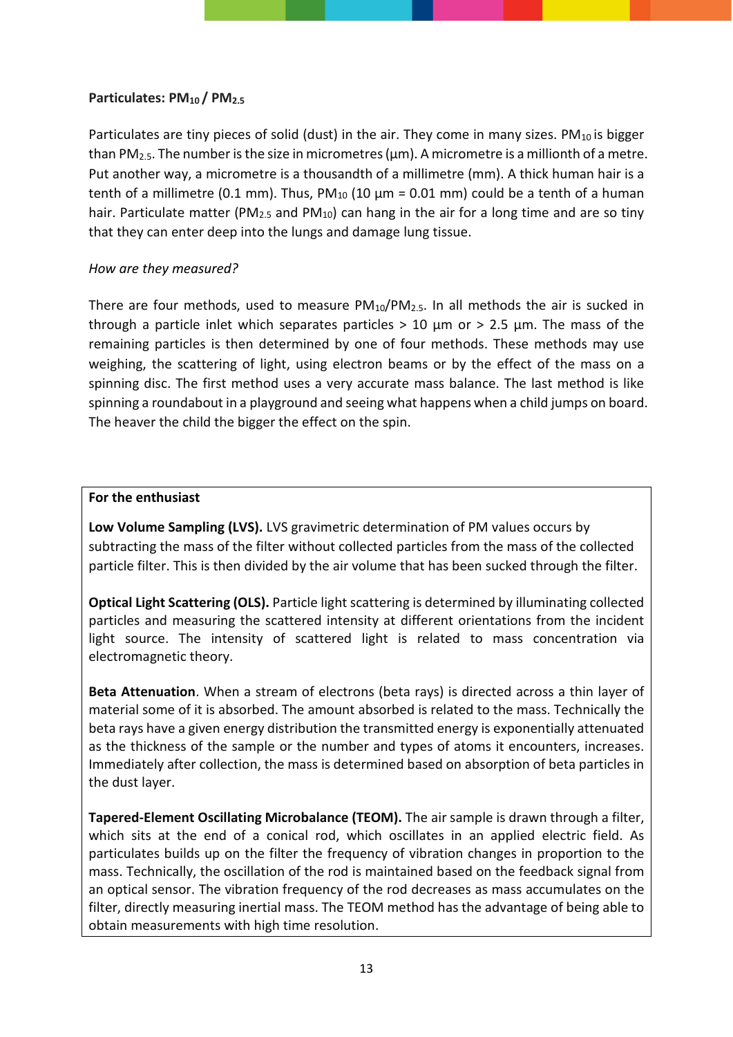### Particulates: $PM_{10}$ / $PM_{2.5}$

Particulates are tiny pieces of solid (dust) in the air. They come in many sizes. $PM_{10}$ is bigger than $PM_{2.5}$. The number is the size in micrometres (µm). A micrometre is a millionth of a metre. Put another way, a micrometre is a thousandth of a millimetre (mm). A thick human hair is a tenth of a millimetre (0.1 mm). Thus, $PM_{10}$ (10 µm = 0.01 mm) could be a tenth of a human hair. Particulate matter ($PM_{2.5}$ and $PM_{10}$) can hang in the air for a long time and are so tiny that they can enter deep into the lungs and damage lung tissue.

*How are they measured?*

There are four methods, used to measure $PM_{10}$/$PM_{2.5}$. In all methods the air is sucked in through a particle inlet which separates particles > 10 µm or > 2.5 µm. The mass of the remaining particles is then determined by one of four methods. These methods may use weighing, the scattering of light, using electron beams or by the effect of the mass on a spinning disc. The first method uses a very accurate mass balance. The last method is like spinning a roundabout in a playground and seeing what happens when a child jumps on board. The heaver the child the bigger the effect on the spin.

---

**For the enthusiast**

**Low Volume Sampling (LVS).** LVS gravimetric determination of PM values occurs by subtracting the mass of the filter without collected particles from the mass of the collected particle filter. This is then divided by the air volume that has been sucked through the filter.

**Optical Light Scattering (OLS).** Particle light scattering is determined by illuminating collected particles and measuring the scattered intensity at different orientations from the incident light source. The intensity of scattered light is related to mass concentration via electromagnetic theory.

**Beta Attenuation**. When a stream of electrons (beta rays) is directed across a thin layer of material some of it is absorbed. The amount absorbed is related to the mass. Technically the beta rays have a given energy distribution the transmitted energy is exponentially attenuated as the thickness of the sample or the number and types of atoms it encounters, increases. Immediately after collection, the mass is determined based on absorption of beta particles in the dust layer.

**Tapered-Element Oscillating Microbalance (TEOM).** The air sample is drawn through a filter, which sits at the end of a conical rod, which oscillates in an applied electric field. As particulates builds up on the filter the frequency of vibration changes in proportion to the mass. Technically, the oscillation of the rod is maintained based on the feedback signal from an optical sensor. The vibration frequency of the rod decreases as mass accumulates on the filter, directly measuring inertial mass. The TEOM method has the advantage of being able to obtain measurements with high time resolution.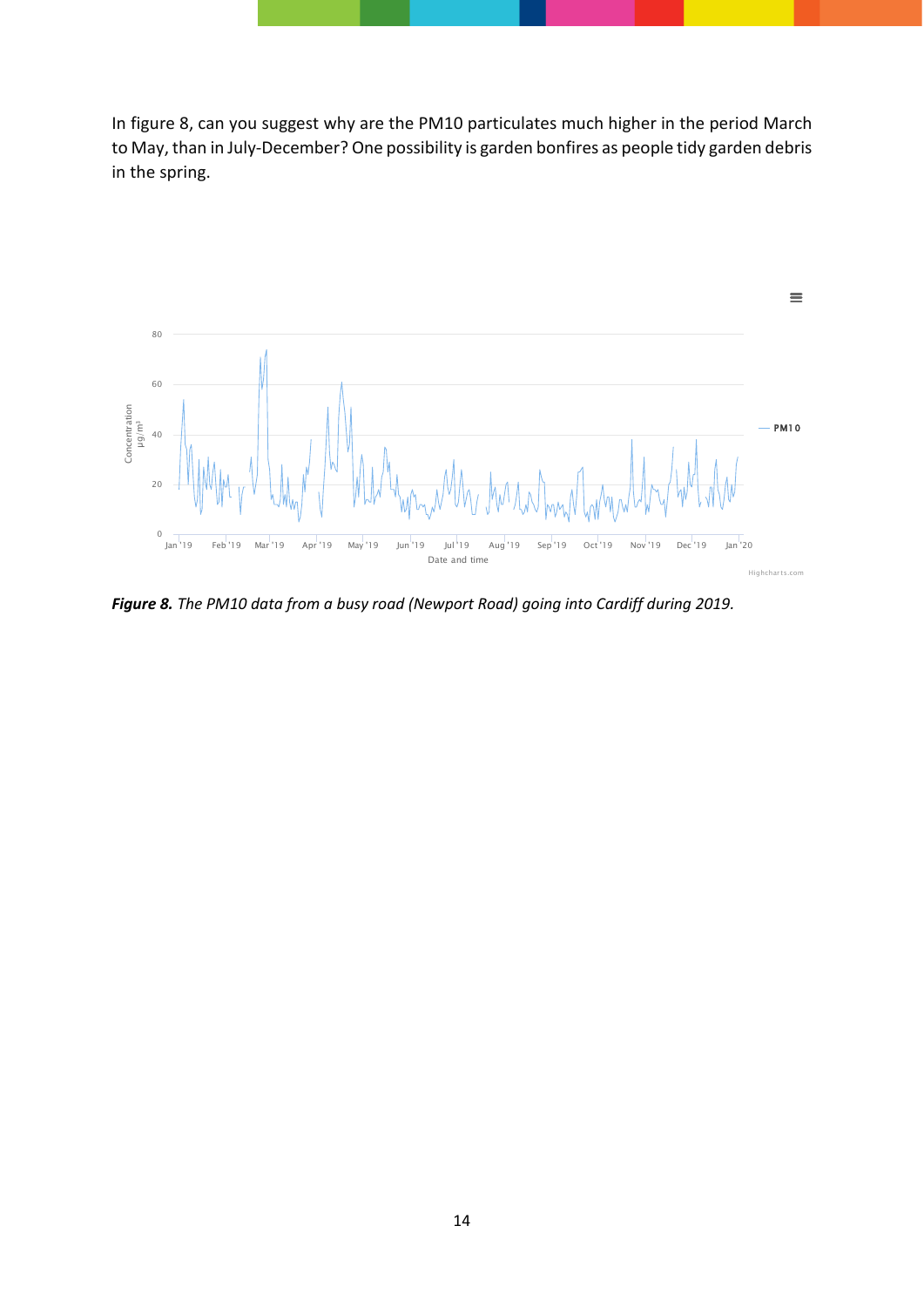In figure 8, can you suggest why are the PM10 particulates much higher in the period March to May, than in July-December? One possibility is garden bonfires as people tidy garden debris in the spring.

***Figure 8.*** *The PM10 data from a busy road (Newport Road) going into Cardiff during 2019.*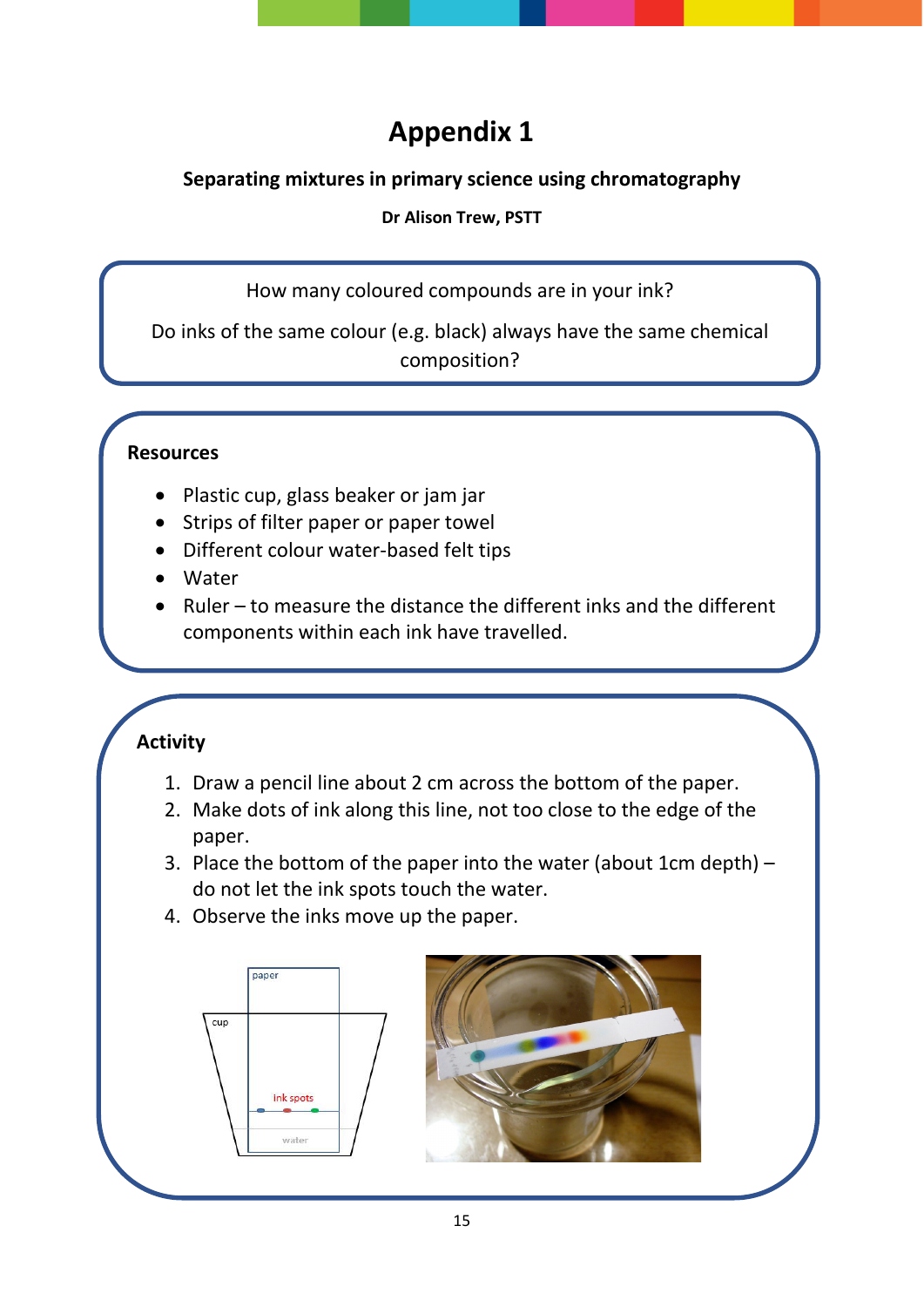# Appendix 1

**Separating mixtures in primary science using chromatography**

**Dr Alison Trew, PSTT**

How many coloured compounds are in your ink?

Do inks of the same colour (e.g. black) always have the same chemical composition?

## Resources

- Plastic cup, glass beaker or jam jar
- Strips of filter paper or paper towel
- Different colour water-based felt tips
- Water
- Ruler – to measure the distance the different inks and the different components within each ink have travelled.

## Activity

1. Draw a pencil line about 2 cm across the bottom of the paper.
2. Make dots of ink along this line, not too close to the edge of the paper.
3. Place the bottom of the paper into the water (about 1cm depth) – do not let the ink spots touch the water.
4. Observe the inks move up the paper.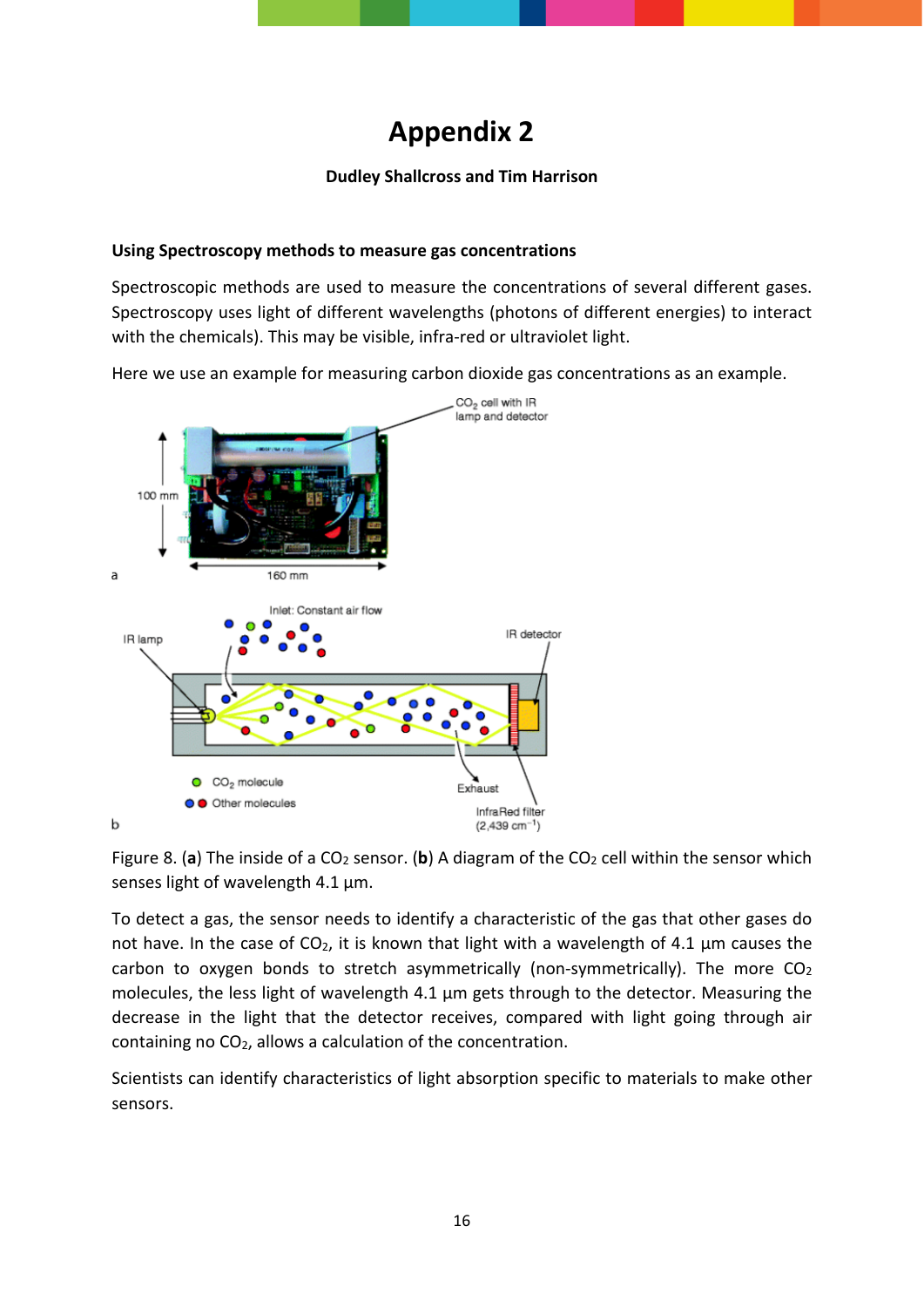# Appendix 2

**Dudley Shallcross and Tim Harrison**

**Using Spectroscopy methods to measure gas concentrations**

Spectroscopic methods are used to measure the concentrations of several different gases. Spectroscopy uses light of different wavelengths (photons of different energies) to interact with the chemicals). This may be visible, infra-red or ultraviolet light.

Here we use an example for measuring carbon dioxide gas concentrations as an example.

$CO_2$ cell with IR lamp and detector

100 mm

160 mm

a

Inlet: Constant air flow

IR lamp

IR detector

$CO_2$ molecule

Other molecules

Exhaust

InfraRed filter (2,439 $cm^{-1}$)

b

Figure 8. (**a**) The inside of a $CO_2$ sensor. (**b**) A diagram of the $CO_2$ cell within the sensor which senses light of wavelength 4.1 µm.

To detect a gas, the sensor needs to identify a characteristic of the gas that other gases do not have. In the case of $CO_2$, it is known that light with a wavelength of 4.1 µm causes the carbon to oxygen bonds to stretch asymmetrically (non-symmetrically). The more $CO_2$ molecules, the less light of wavelength 4.1 µm gets through to the detector. Measuring the decrease in the light that the detector receives, compared with light going through air containing no $CO_2$, allows a calculation of the concentration.

Scientists can identify characteristics of light absorption specific to materials to make other sensors.